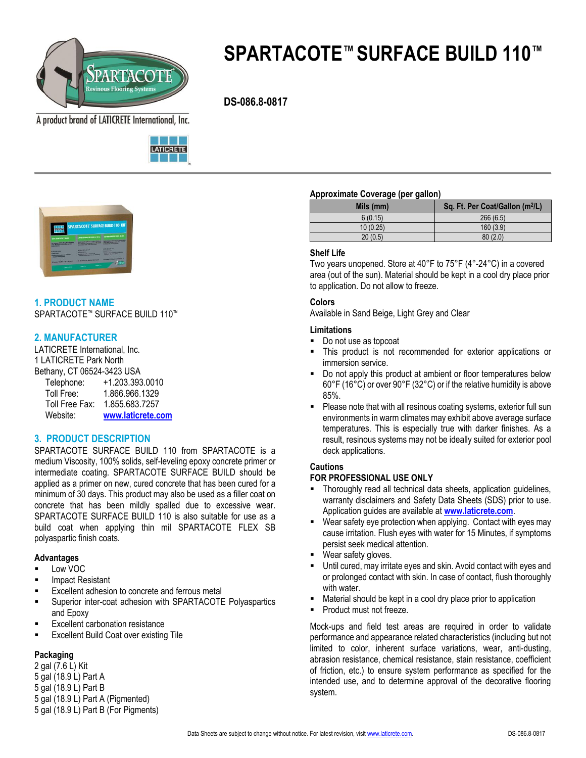# SPARTACOTE™ SURFACE BUILD 110™

**DS-086.8-0817**

A product brand of LATICRETE International, Inc.

## 1. PRODUCT NAME

SPARTACOTE™ SURFACE BUILD 110™

## 2. MANUFACTURER

LATICRETE International, Inc.
1 LATICRETE Park North
Bethany, CT 06524-3423 USA

| | |
|---|---|
| Telephone: | +1.203.393.0010 |
| Toll Free: | 1.866.966.1329 |
| Toll Free Fax: | 1.855.683.7257 |
| Website: | **www.laticrete.com** |

## 3. PRODUCT DESCRIPTION

SPARTACOTE SURFACE BUILD 110 from SPARTACOTE is a medium Viscosity, 100% solids, self-leveling epoxy concrete primer or intermediate coating. SPARTACOTE SURFACE BUILD should be applied as a primer on new, cured concrete that has been cured for a minimum of 30 days. This product may also be used as a filler coat on concrete that has been mildly spalled due to excessive wear. SPARTACOTE SURFACE BUILD 110 is also suitable for use as a build coat when applying thin mil SPARTACOTE FLEX SB polyaspartic finish coats.

### Advantages

- Low VOC
- Impact Resistant
- Excellent adhesion to concrete and ferrous metal
- Superior inter-coat adhesion with SPARTACOTE Polyaspartics and Epoxy
- Excellent carbonation resistance
- Excellent Build Coat over existing Tile

### Packaging

2 gal (7.6 L) Kit
5 gal (18.9 L) Part A
5 gal (18.9 L) Part B
5 gal (18.9 L) Part A (Pigmented)
5 gal (18.9 L) Part B (For Pigments)

### Approximate Coverage (per gallon)

| Mils (mm) | Sq. Ft. Per Coat/Gallon ($m^2/L$) |
|---|---|
| 6 (0.15) | 266 (6.5) |
| 10 (0.25) | 160 (3.9) |
| 20 (0.5) | 80 (2.0) |

### Shelf Life

Two years unopened. Store at 40°F to 75°F (4°-24°C) in a covered area (out of the sun). Material should be kept in a cool dry place prior to application. Do not allow to freeze.

### Colors

Available in Sand Beige, Light Grey and Clear

### Limitations

- Do not use as topcoat
- This product is not recommended for exterior applications or immersion service.
- Do not apply this product at ambient or floor temperatures below 60°F (16°C) or over 90°F (32°C) or if the relative humidity is above 85%.
- Please note that with all resinous coating systems, exterior full sun environments in warm climates may exhibit above average surface temperatures. This is especially true with darker finishes. As a result, resinous systems may not be ideally suited for exterior pool deck applications.

### Cautions

**FOR PROFESSIONAL USE ONLY**

- Thoroughly read all technical data sheets, application guidelines, warranty disclaimers and Safety Data Sheets (SDS) prior to use. Application guides are available at **www.laticrete.com**.
- Wear safety eye protection when applying. Contact with eyes may cause irritation. Flush eyes with water for 15 Minutes, if symptoms persist seek medical attention.
- Wear safety gloves.
- Until cured, may irritate eyes and skin. Avoid contact with eyes and or prolonged contact with skin. In case of contact, flush thoroughly with water.
- Material should be kept in a cool dry place prior to application
- Product must not freeze.

Mock-ups and field test areas are required in order to validate performance and appearance related characteristics (including but not limited to color, inherent surface variations, wear, anti-dusting, abrasion resistance, chemical resistance, stain resistance, coefficient of friction, etc.) to ensure system performance as specified for the intended use, and to determine approval of the decorative flooring system.

Data Sheets are subject to change without notice. For latest revision, visit www.laticrete.com.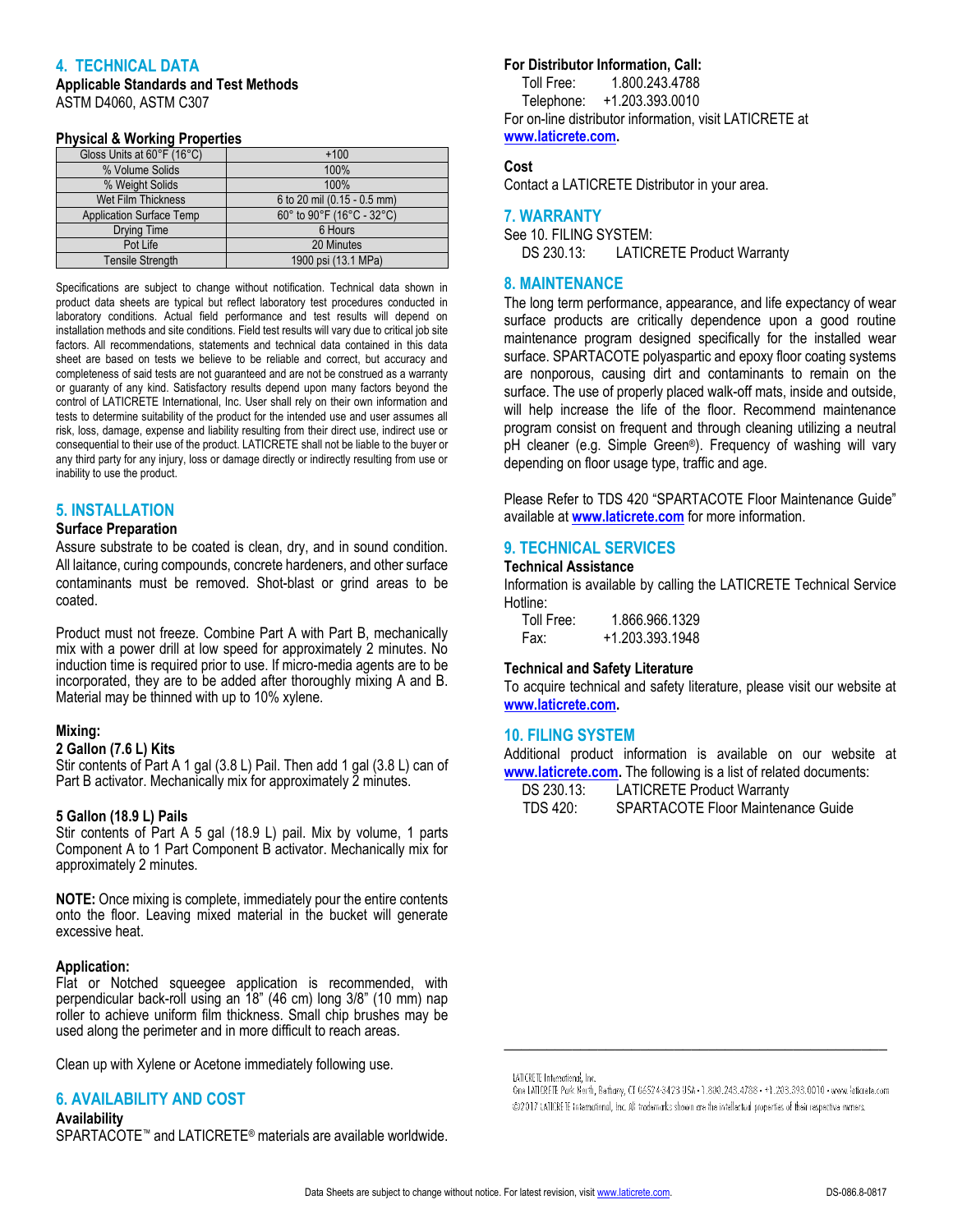## 4. TECHNICAL DATA

**Applicable Standards and Test Methods**

ASTM D4060, ASTM C307

**Physical & Working Properties**

| | |
|---|---|
| Gloss Units at 60°F (16°C) | +100 |
| % Volume Solids | 100% |
| % Weight Solids | 100% |
| Wet Film Thickness | 6 to 20 mil (0.15 - 0.5 mm) |
| Application Surface Temp | 60° to 90°F (16°C - 32°C) |
| Drying Time | 6 Hours |
| Pot Life | 20 Minutes |
| Tensile Strength | 1900 psi (13.1 MPa) |

Specifications are subject to change without notification. Technical data shown in product data sheets are typical but reflect laboratory test procedures conducted in laboratory conditions. Actual field performance and test results will depend on installation methods and site conditions. Field test results will vary due to critical job site factors. All recommendations, statements and technical data contained in this data sheet are based on tests we believe to be reliable and correct, but accuracy and completeness of said tests are not guaranteed and are not be construed as a warranty or guaranty of any kind. Satisfactory results depend upon many factors beyond the control of LATICRETE International, Inc. User shall rely on their own information and tests to determine suitability of the product for the intended use and user assumes all risk, loss, damage, expense and liability resulting from their direct use, indirect use or consequential to their use of the product. LATICRETE shall not be liable to the buyer or any third party for any injury, loss or damage directly or indirectly resulting from use or inability to use the product.

## 5. INSTALLATION

**Surface Preparation**

Assure substrate to be coated is clean, dry, and in sound condition. All laitance, curing compounds, concrete hardeners, and other surface contaminants must be removed. Shot-blast or grind areas to be coated.

Product must not freeze. Combine Part A with Part B, mechanically mix with a power drill at low speed for approximately 2 minutes. No induction time is required prior to use. If micro-media agents are to be incorporated, they are to be added after thoroughly mixing A and B. Material may be thinned with up to 10% xylene.

**Mixing:**

**2 Gallon (7.6 L) Kits**

Stir contents of Part A 1 gal (3.8 L) Pail. Then add 1 gal (3.8 L) can of Part B activator. Mechanically mix for approximately 2 minutes.

**5 Gallon (18.9 L) Pails**

Stir contents of Part A 5 gal (18.9 L) pail. Mix by volume, 1 parts Component A to 1 Part Component B activator. Mechanically mix for approximately 2 minutes.

**NOTE:** Once mixing is complete, immediately pour the entire contents onto the floor. Leaving mixed material in the bucket will generate excessive heat.

**Application:**

Flat or Notched squeegee application is recommended, with perpendicular back-roll using an 18" (46 cm) long 3/8" (10 mm) nap roller to achieve uniform film thickness. Small chip brushes may be used along the perimeter and in more difficult to reach areas.

Clean up with Xylene or Acetone immediately following use.

## 6. AVAILABILITY AND COST

**Availability**

SPARTACOTE™ and LATICRETE® materials are available worldwide.

**For Distributor Information, Call:**

Toll Free: 1.800.243.4788
Telephone: +1.203.393.0010

For on-line distributor information, visit LATICRETE at **www.laticrete.com.**

**Cost**

Contact a LATICRETE Distributor in your area.

## 7. WARRANTY

See 10. FILING SYSTEM:

DS 230.13: LATICRETE Product Warranty

## 8. MAINTENANCE

The long term performance, appearance, and life expectancy of wear surface products are critically dependence upon a good routine maintenance program designed specifically for the installed wear surface. SPARTACOTE polyaspartic and epoxy floor coating systems are nonporous, causing dirt and contaminants to remain on the surface. The use of properly placed walk-off mats, inside and outside, will help increase the life of the floor. Recommend maintenance program consist on frequent and through cleaning utilizing a neutral pH cleaner (e.g. Simple Green®). Frequency of washing will vary depending on floor usage type, traffic and age.

Please Refer to TDS 420 "SPARTACOTE Floor Maintenance Guide" available at **www.laticrete.com** for more information.

## 9. TECHNICAL SERVICES

**Technical Assistance**

Information is available by calling the LATICRETE Technical Service Hotline:

Toll Free: 1.866.966.1329
Fax: +1.203.393.1948

**Technical and Safety Literature**

To acquire technical and safety literature, please visit our website at **www.laticrete.com.**

## 10. FILING SYSTEM

Additional product information is available on our website at **www.laticrete.com.** The following is a list of related documents:

DS 230.13: LATICRETE Product Warranty
TDS 420: SPARTACOTE Floor Maintenance Guide

LATICRETE International, Inc.
One LATICRETE Park North, Bethany, CT 06524-3423 USA • 1.800.243.4788 • +1.203.393.0010 • www.laticrete.com
©2017 LATICRETE International, Inc. All trademarks shown are the intellectual properties of their respective owners.

Data Sheets are subject to change without notice. For latest revision, visit www.laticrete.com.

DS-086.8-0817